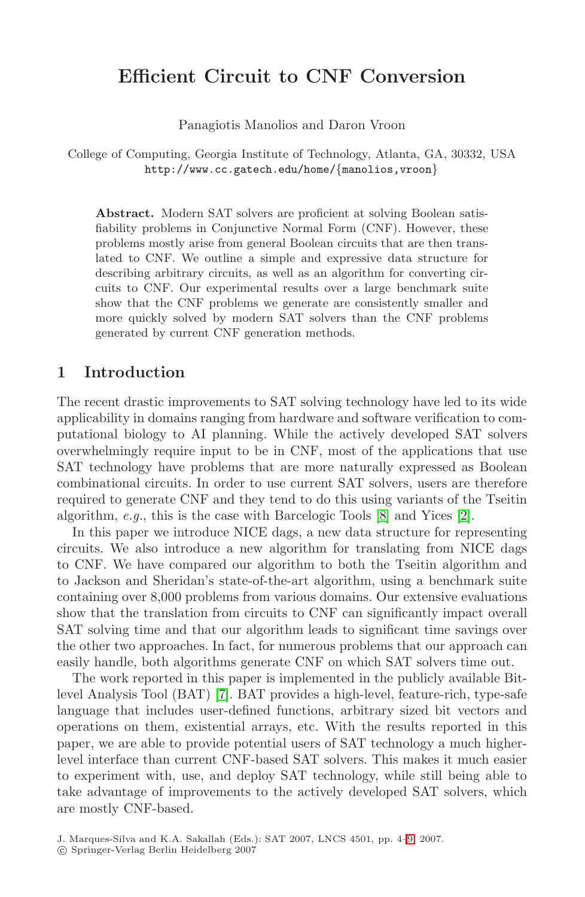# Efficient Circuit to CNF Conversion

Panagiotis Manolios and Daron Vroon

College of Computing, Georgia Institute of Technology, Atlanta, GA, 30332, USA
http://www.cc.gatech.edu/home/{manolios,vroon}

**Abstract.** Modern SAT solvers are proficient at solving Boolean satisfiability problems in Conjunctive Normal Form (CNF). However, these problems mostly arise from general Boolean circuits that are then translated to CNF. We outline a simple and expressive data structure for describing arbitrary circuits, as well as an algorithm for converting circuits to CNF. Our experimental results over a large benchmark suite show that the CNF problems we generate are consistently smaller and more quickly solved by modern SAT solvers than the CNF problems generated by current CNF generation methods.

## 1 Introduction

The recent drastic improvements to SAT solving technology have led to its wide applicability in domains ranging from hardware and software verification to computational biology to AI planning. While the actively developed SAT solvers overwhelmingly require input to be in CNF, most of the applications that use SAT technology have problems that are more naturally expressed as Boolean combinational circuits. In order to use current SAT solvers, users are therefore required to generate CNF and they tend to do this using variants of the Tseitin algorithm, *e.g.*, this is the case with Barcelogic Tools [8] and Yices [2].

In this paper we introduce NICE dags, a new data structure for representing circuits. We also introduce a new algorithm for translating from NICE dags to CNF. We have compared our algorithm to both the Tseitin algorithm and to Jackson and Sheridan's state-of-the-art algorithm, using a benchmark suite containing over 8,000 problems from various domains. Our extensive evaluations show that the translation from circuits to CNF can significantly impact overall SAT solving time and that our algorithm leads to significant time savings over the other two approaches. In fact, for numerous problems that our approach can easily handle, both algorithms generate CNF on which SAT solvers time out.

The work reported in this paper is implemented in the publicly available Bit-level Analysis Tool (BAT) [7]. BAT provides a high-level, feature-rich, type-safe language that includes user-defined functions, arbitrary sized bit vectors and operations on them, existential arrays, etc. With the results reported in this paper, we are able to provide potential users of SAT technology a much higher-level interface than current CNF-based SAT solvers. This makes it much easier to experiment with, use, and deploy SAT technology, while still being able to take advantage of improvements to the actively developed SAT solvers, which are mostly CNF-based.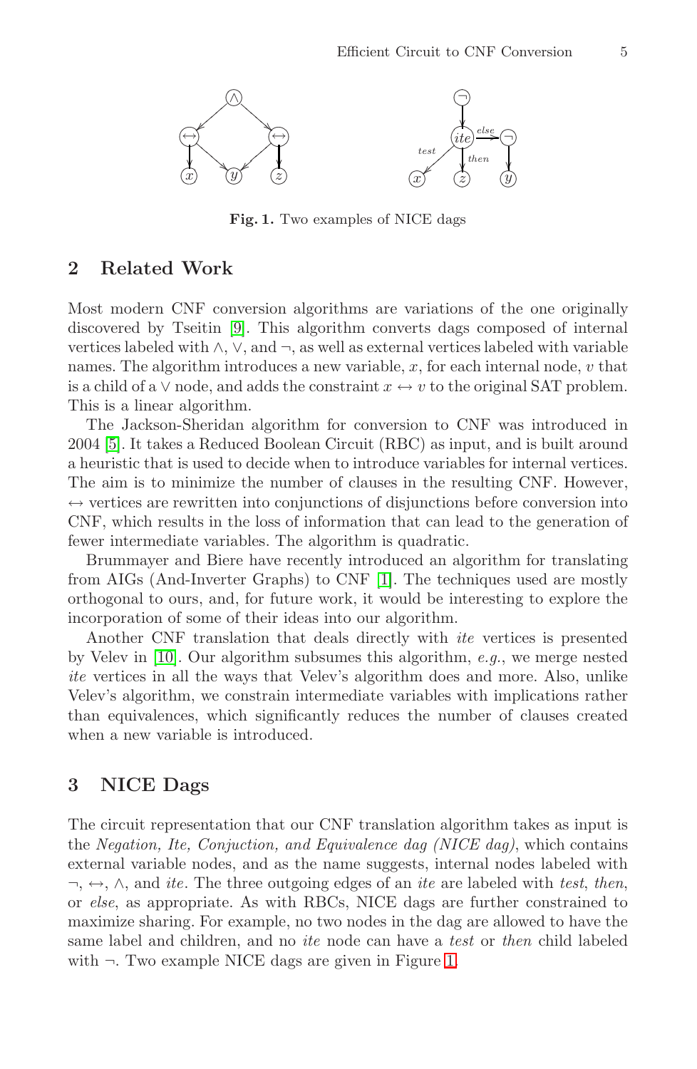**Fig. 1.** Two examples of NICE dags

## 2 Related Work

Most modern CNF conversion algorithms are variations of the one originally discovered by Tseitin [9]. This algorithm converts dags composed of internal vertices labeled with $\wedge$, $\vee$, and $\neg$, as well as external vertices labeled with variable names. The algorithm introduces a new variable, $x$, for each internal node, $v$ that is a child of a $\vee$ node, and adds the constraint $x \leftrightarrow v$ to the original SAT problem. This is a linear algorithm.

The Jackson-Sheridan algorithm for conversion to CNF was introduced in 2004 [5]. It takes a Reduced Boolean Circuit (RBC) as input, and is built around a heuristic that is used to decide when to introduce variables for internal vertices. The aim is to minimize the number of clauses in the resulting CNF. However, $\leftrightarrow$ vertices are rewritten into conjunctions of disjunctions before conversion into CNF, which results in the loss of information that can lead to the generation of fewer intermediate variables. The algorithm is quadratic.

Brummayer and Biere have recently introduced an algorithm for translating from AIGs (And-Inverter Graphs) to CNF [1]. The techniques used are mostly orthogonal to ours, and, for future work, it would be interesting to explore the incorporation of some of their ideas into our algorithm.

Another CNF translation that deals directly with *ite* vertices is presented by Velev in [10]. Our algorithm subsumes this algorithm, *e.g.*, we merge nested *ite* vertices in all the ways that Velev's algorithm does and more. Also, unlike Velev's algorithm, we constrain intermediate variables with implications rather than equivalences, which significantly reduces the number of clauses created when a new variable is introduced.

## 3 NICE Dags

The circuit representation that our CNF translation algorithm takes as input is the *Negation, Ite, Conjuction, and Equivalence dag (NICE dag)*, which contains external variable nodes, and as the name suggests, internal nodes labeled with $\neg$, $\leftrightarrow$, $\wedge$, and *ite*. The three outgoing edges of an *ite* are labeled with *test*, *then*, or *else*, as appropriate. As with RBCs, NICE dags are further constrained to maximize sharing. For example, no two nodes in the dag are allowed to have the same label and children, and no *ite* node can have a *test* or *then* child labeled with $\neg$. Two example NICE dags are given in Figure 1.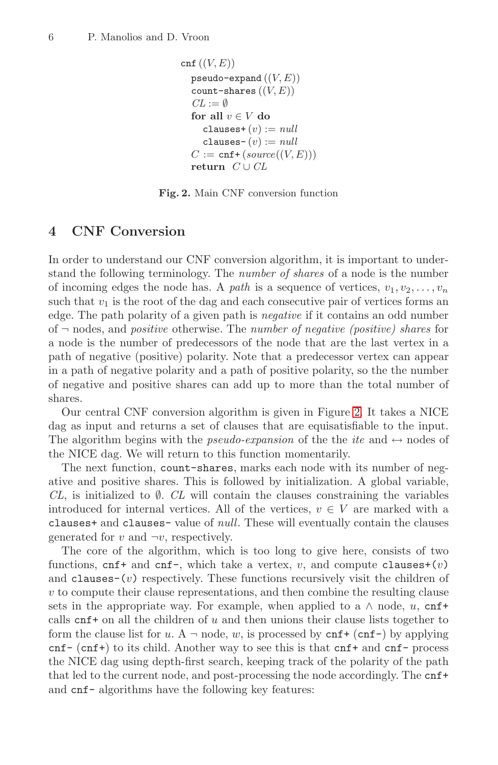```
cnf ((V, E))
  pseudo-expand ((V, E))
  count-shares ((V, E))
  CL := ∅
  for all v ∈ V do
    clauses+ (v) := null
    clauses- (v) := null
  C := cnf+ (source((V, E)))
  return C ∪ CL
```

**Fig. 2.** Main CNF conversion function

## 4 CNF Conversion

In order to understand our CNF conversion algorithm, it is important to understand the following terminology. The *number of shares* of a node is the number of incoming edges the node has. A *path* is a sequence of vertices, $v_1, v_2, \ldots, v_n$ such that $v_1$ is the root of the dag and each consecutive pair of vertices forms an edge. The path polarity of a given path is *negative* if it contains an odd number of $\neg$ nodes, and *positive* otherwise. The *number of negative (positive) shares* for a node is the number of predecessors of the node that are the last vertex in a path of negative (positive) polarity. Note that a predecessor vertex can appear in a path of negative polarity and a path of positive polarity, so the the number of negative and positive shares can add up to more than the total number of shares.

Our central CNF conversion algorithm is given in Figure 2. It takes a NICE dag as input and returns a set of clauses that are equisatisfiable to the input. The algorithm begins with the *pseudo-expansion* of the the *ite* and $\leftrightarrow$ nodes of the NICE dag. We will return to this function momentarily.

The next function, `count-shares`, marks each node with its number of negative and positive shares. This is followed by initialization. A global variable, $CL$, is initialized to $\emptyset$. $CL$ will contain the clauses constraining the variables introduced for internal vertices. All of the vertices, $v \in V$ are marked with a `clauses+` and `clauses-` value of *null*. These will eventually contain the clauses generated for $v$ and $\neg v$, respectively.

The core of the algorithm, which is too long to give here, consists of two functions, `cnf+` and `cnf-`, which take a vertex, $v$, and compute `clauses+(`$v$`)` and `clauses-(`$v$`)` respectively. These functions recursively visit the children of $v$ to compute their clause representations, and then combine the resulting clause sets in the appropriate way. For example, when applied to a $\wedge$ node, $u$, `cnf+` calls `cnf+` on all the children of $u$ and then unions their clause lists together to form the clause list for $u$. A $\neg$ node, $w$, is processed by `cnf+` (`cnf-`) by applying `cnf-` (`cnf+`) to its child. Another way to see this is that `cnf+` and `cnf-` process the NICE dag using depth-first search, keeping track of the polarity of the path that led to the current node, and post-processing the node accordingly. The `cnf+` and `cnf-` algorithms have the following key features: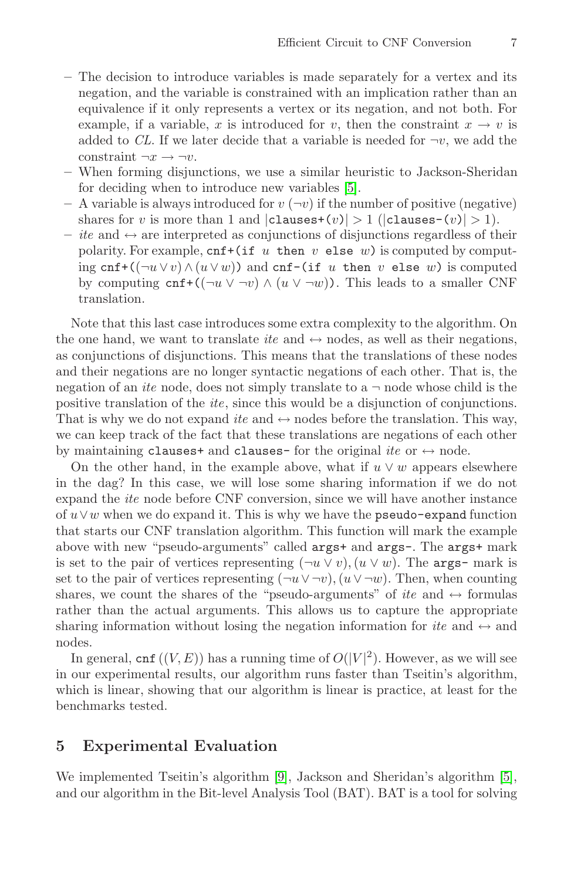- The decision to introduce variables is made separately for a vertex and its negation, and the variable is constrained with an implication rather than an equivalence if it only represents a vertex or its negation, and not both. For example, if a variable, $x$ is introduced for $v$, then the constraint $x \rightarrow v$ is added to *CL*. If we later decide that a variable is needed for $\neg v$, we add the constraint $\neg x \rightarrow \neg v$.
- When forming disjunctions, we use a similar heuristic to Jackson-Sheridan for deciding when to introduce new variables [5].
- A variable is always introduced for $v$ ($\neg v$) if the number of positive (negative) shares for $v$ is more than 1 and $|\texttt{clauses+}(v)| > 1$ ($|\texttt{clauses-}(v)| > 1$).
- *ite* and $\leftrightarrow$ are interpreted as conjunctions of disjunctions regardless of their polarity. For example, `cnf+(if` $u$ `then` $v$ `else` $w$`)` is computed by computing `cnf+(`$(\neg u \vee v) \wedge (u \vee w)$`)` and `cnf-(if` $u$ `then` $v$ `else` $w$`)` is computed by computing `cnf+(`$(\neg u \vee \neg v) \wedge (u \vee \neg w)$`)`. This leads to a smaller CNF translation.

Note that this last case introduces some extra complexity to the algorithm. On the one hand, we want to translate *ite* and $\leftrightarrow$ nodes, as well as their negations, as conjunctions of disjunctions. This means that the translations of these nodes and their negations are no longer syntactic negations of each other. That is, the negation of an *ite* node, does not simply translate to a $\neg$ node whose child is the positive translation of the *ite*, since this would be a disjunction of conjunctions. That is why we do not expand *ite* and $\leftrightarrow$ nodes before the translation. This way, we can keep track of the fact that these translations are negations of each other by maintaining `clauses+` and `clauses-` for the original *ite* or $\leftrightarrow$ node.

On the other hand, in the example above, what if $u \vee w$ appears elsewhere in the dag? In this case, we will lose some sharing information if we do not expand the *ite* node before CNF conversion, since we will have another instance of $u \vee w$ when we do expand it. This is why we have the `pseudo-expand` function that starts our CNF translation algorithm. This function will mark the example above with new "pseudo-arguments" called `args+` and `args-`. The `args+` mark is set to the pair of vertices representing $(\neg u \vee v), (u \vee w)$. The `args-` mark is set to the pair of vertices representing $(\neg u \vee \neg v), (u \vee \neg w)$. Then, when counting shares, we count the shares of the "pseudo-arguments" of *ite* and $\leftrightarrow$ formulas rather than the actual arguments. This allows us to capture the appropriate sharing information without losing the negation information for *ite* and $\leftrightarrow$ and nodes.

In general, `cnf` $((V, E))$ has a running time of $O(|V|^2)$. However, as we will see in our experimental results, our algorithm runs faster than Tseitin's algorithm, which is linear, showing that our algorithm is linear is practice, at least for the benchmarks tested.

## 5 Experimental Evaluation

We implemented Tseitin's algorithm [9], Jackson and Sheridan's algorithm [5], and our algorithm in the Bit-level Analysis Tool (BAT). BAT is a tool for solving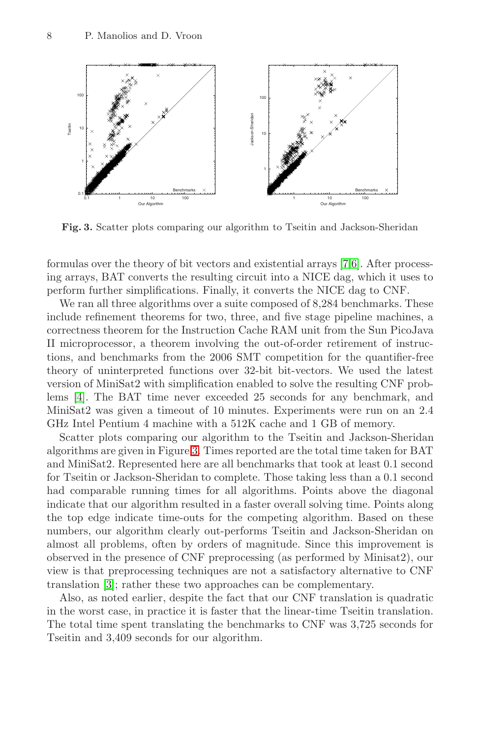**Fig. 3.** Scatter plots comparing our algorithm to Tseitin and Jackson-Sheridan

formulas over the theory of bit vectors and existential arrays [7,6]. After processing arrays, BAT converts the resulting circuit into a NICE dag, which it uses to perform further simplifications. Finally, it converts the NICE dag to CNF.

We ran all three algorithms over a suite composed of 8,284 benchmarks. These include refinement theorems for two, three, and five stage pipeline machines, a correctness theorem for the Instruction Cache RAM unit from the Sun PicoJava II microprocessor, a theorem involving the out-of-order retirement of instructions, and benchmarks from the 2006 SMT competition for the quantifier-free theory of uninterpreted functions over 32-bit bit-vectors. We used the latest version of MiniSat2 with simplification enabled to solve the resulting CNF problems [4]. The BAT time never exceeded 25 seconds for any benchmark, and MiniSat2 was given a timeout of 10 minutes. Experiments were run on an 2.4 GHz Intel Pentium 4 machine with a 512K cache and 1 GB of memory.

Scatter plots comparing our algorithm to the Tseitin and Jackson-Sheridan algorithms are given in Figure 3. Times reported are the total time taken for BAT and MiniSat2. Represented here are all benchmarks that took at least 0.1 second for Tseitin or Jackson-Sheridan to complete. Those taking less than a 0.1 second had comparable running times for all algorithms. Points above the diagonal indicate that our algorithm resulted in a faster overall solving time. Points along the top edge indicate time-outs for the competing algorithm. Based on these numbers, our algorithm clearly out-performs Tseitin and Jackson-Sheridan on almost all problems, often by orders of magnitude. Since this improvement is observed in the presence of CNF preprocessing (as performed by Minisat2), our view is that preprocessing techniques are not a satisfactory alternative to CNF translation [3]; rather these two approaches can be complementary.

Also, as noted earlier, despite the fact that our CNF translation is quadratic in the worst case, in practice it is faster that the linear-time Tseitin translation. The total time spent translating the benchmarks to CNF was 3,725 seconds for Tseitin and 3,409 seconds for our algorithm.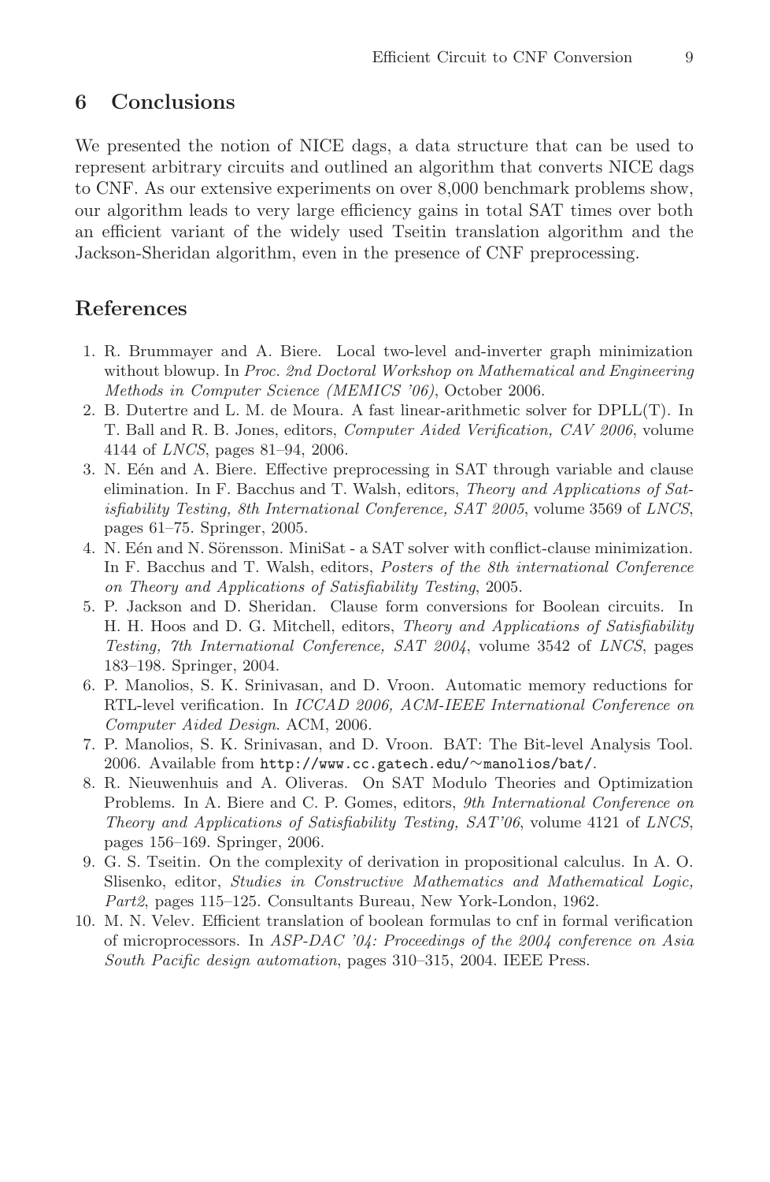## 6 Conclusions

We presented the notion of NICE dags, a data structure that can be used to represent arbitrary circuits and outlined an algorithm that converts NICE dags to CNF. As our extensive experiments on over 8,000 benchmark problems show, our algorithm leads to very large efficiency gains in total SAT times over both an efficient variant of the widely used Tseitin translation algorithm and the Jackson-Sheridan algorithm, even in the presence of CNF preprocessing.

## References

1. R. Brummayer and A. Biere. Local two-level and-inverter graph minimization without blowup. In *Proc. 2nd Doctoral Workshop on Mathematical and Engineering Methods in Computer Science (MEMICS '06)*, October 2006.
2. B. Dutertre and L. M. de Moura. A fast linear-arithmetic solver for DPLL(T). In T. Ball and R. B. Jones, editors, *Computer Aided Verification, CAV 2006*, volume 4144 of *LNCS*, pages 81–94, 2006.
3. N. Eén and A. Biere. Effective preprocessing in SAT through variable and clause elimination. In F. Bacchus and T. Walsh, editors, *Theory and Applications of Satisfiability Testing, 8th International Conference, SAT 2005*, volume 3569 of *LNCS*, pages 61–75. Springer, 2005.
4. N. Eén and N. Sörensson. MiniSat - a SAT solver with conflict-clause minimization. In F. Bacchus and T. Walsh, editors, *Posters of the 8th international Conference on Theory and Applications of Satisfiability Testing*, 2005.
5. P. Jackson and D. Sheridan. Clause form conversions for Boolean circuits. In H. H. Hoos and D. G. Mitchell, editors, *Theory and Applications of Satisfiability Testing, 7th International Conference, SAT 2004*, volume 3542 of *LNCS*, pages 183–198. Springer, 2004.
6. P. Manolios, S. K. Srinivasan, and D. Vroon. Automatic memory reductions for RTL-level verification. In *ICCAD 2006, ACM-IEEE International Conference on Computer Aided Design*. ACM, 2006.
7. P. Manolios, S. K. Srinivasan, and D. Vroon. BAT: The Bit-level Analysis Tool. 2006. Available from `http://www.cc.gatech.edu/~manolios/bat/`.
8. R. Nieuwenhuis and A. Oliveras. On SAT Modulo Theories and Optimization Problems. In A. Biere and C. P. Gomes, editors, *9th International Conference on Theory and Applications of Satisfiability Testing, SAT'06*, volume 4121 of *LNCS*, pages 156–169. Springer, 2006.
9. G. S. Tseitin. On the complexity of derivation in propositional calculus. In A. O. Slisenko, editor, *Studies in Constructive Mathematics and Mathematical Logic, Part2*, pages 115–125. Consultants Bureau, New York-London, 1962.
10. M. N. Velev. Efficient translation of boolean formulas to cnf in formal verification of microprocessors. In *ASP-DAC '04: Proceedings of the 2004 conference on Asia South Pacific design automation*, pages 310–315, 2004. IEEE Press.